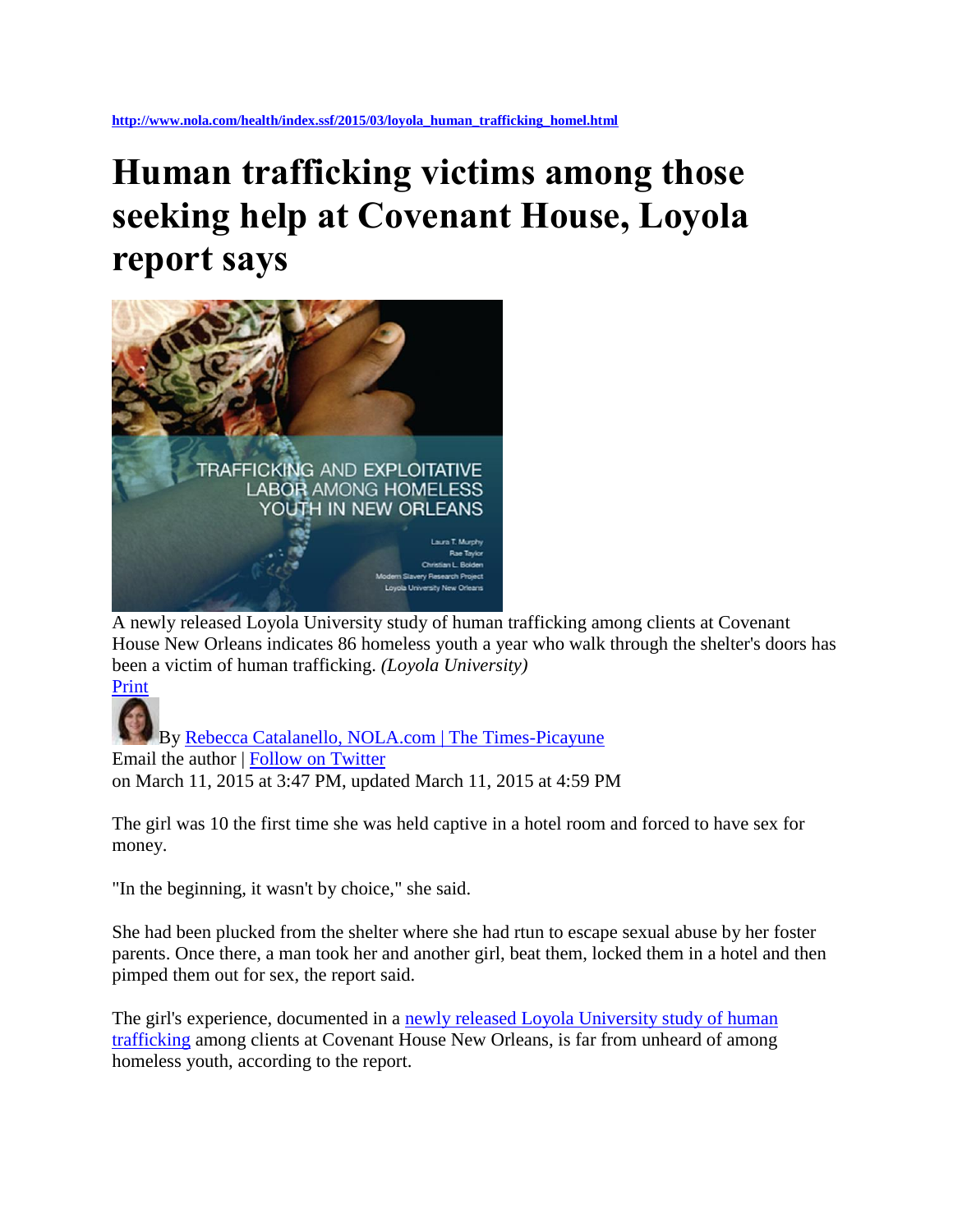http://www.nola.com/health/index.ssf/2015/03/loyola_human_trafficking_homel.html

# Human trafficking victims among those seeking help at Covenant House, Loyola report says

A newly released Loyola University study of human trafficking among clients at Covenant House New Orleans indicates 86 homeless youth a year who walk through the shelter's doors has been a victim of human trafficking. *(Loyola University)*

Print

By Rebecca Catalanello, NOLA.com | The Times-Picayune
Email the author | Follow on Twitter
on March 11, 2015 at 3:47 PM, updated March 11, 2015 at 4:59 PM

The girl was 10 the first time she was held captive in a hotel room and forced to have sex for money.

"In the beginning, it wasn't by choice," she said.

She had been plucked from the shelter where she had rtun to escape sexual abuse by her foster parents. Once there, a man took her and another girl, beat them, locked them in a hotel and then pimped them out for sex, the report said.

The girl's experience, documented in a newly released Loyola University study of human trafficking among clients at Covenant House New Orleans, is far from unheard of among homeless youth, according to the report.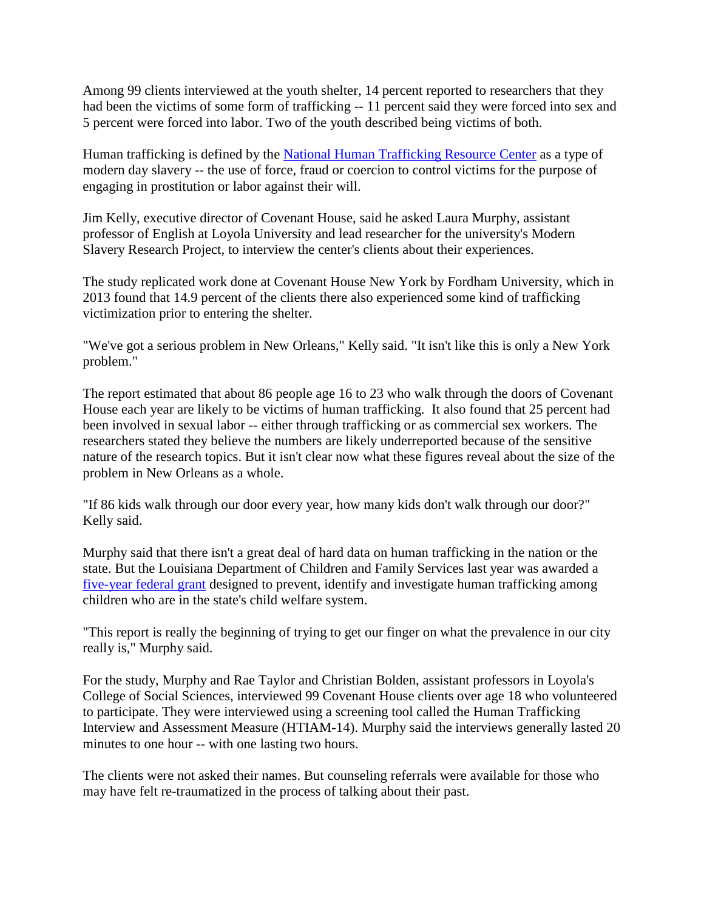Among 99 clients interviewed at the youth shelter, 14 percent reported to researchers that they had been the victims of some form of trafficking -- 11 percent said they were forced into sex and 5 percent were forced into labor. Two of the youth described being victims of both.

Human trafficking is defined by the [National Human Trafficking Resource Center] as a type of modern day slavery -- the use of force, fraud or coercion to control victims for the purpose of engaging in prostitution or labor against their will.

Jim Kelly, executive director of Covenant House, said he asked Laura Murphy, assistant professor of English at Loyola University and lead researcher for the university's Modern Slavery Research Project, to interview the center's clients about their experiences.

The study replicated work done at Covenant House New York by Fordham University, which in 2013 found that 14.9 percent of the clients there also experienced some kind of trafficking victimization prior to entering the shelter.

"We've got a serious problem in New Orleans," Kelly said. "It isn't like this is only a New York problem."

The report estimated that about 86 people age 16 to 23 who walk through the doors of Covenant House each year are likely to be victims of human trafficking. It also found that 25 percent had been involved in sexual labor -- either through trafficking or as commercial sex workers. The researchers stated they believe the numbers are likely underreported because of the sensitive nature of the research topics. But it isn't clear now what these figures reveal about the size of the problem in New Orleans as a whole.

"If 86 kids walk through our door every year, how many kids don't walk through our door?" Kelly said.

Murphy said that there isn't a great deal of hard data on human trafficking in the nation or the state. But the Louisiana Department of Children and Family Services last year was awarded a [five-year federal grant] designed to prevent, identify and investigate human trafficking among children who are in the state's child welfare system.

"This report is really the beginning of trying to get our finger on what the prevalence in our city really is," Murphy said.

For the study, Murphy and Rae Taylor and Christian Bolden, assistant professors in Loyola's College of Social Sciences, interviewed 99 Covenant House clients over age 18 who volunteered to participate. They were interviewed using a screening tool called the Human Trafficking Interview and Assessment Measure (HTIAM-14). Murphy said the interviews generally lasted 20 minutes to one hour -- with one lasting two hours.

The clients were not asked their names. But counseling referrals were available for those who may have felt re-traumatized in the process of talking about their past.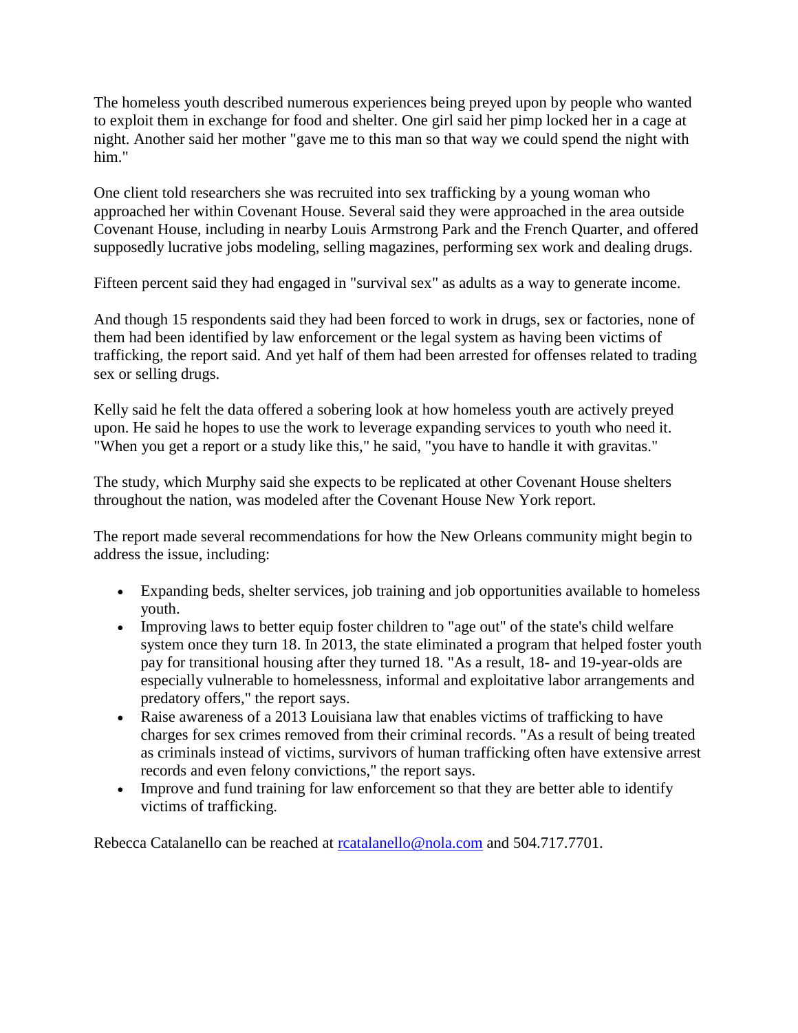The homeless youth described numerous experiences being preyed upon by people who wanted to exploit them in exchange for food and shelter. One girl said her pimp locked her in a cage at night. Another said her mother "gave me to this man so that way we could spend the night with him."

One client told researchers she was recruited into sex trafficking by a young woman who approached her within Covenant House. Several said they were approached in the area outside Covenant House, including in nearby Louis Armstrong Park and the French Quarter, and offered supposedly lucrative jobs modeling, selling magazines, performing sex work and dealing drugs.

Fifteen percent said they had engaged in "survival sex" as adults as a way to generate income.

And though 15 respondents said they had been forced to work in drugs, sex or factories, none of them had been identified by law enforcement or the legal system as having been victims of trafficking, the report said. And yet half of them had been arrested for offenses related to trading sex or selling drugs.

Kelly said he felt the data offered a sobering look at how homeless youth are actively preyed upon. He said he hopes to use the work to leverage expanding services to youth who need it. "When you get a report or a study like this," he said, "you have to handle it with gravitas."

The study, which Murphy said she expects to be replicated at other Covenant House shelters throughout the nation, was modeled after the Covenant House New York report.

The report made several recommendations for how the New Orleans community might begin to address the issue, including:

- Expanding beds, shelter services, job training and job opportunities available to homeless youth.
- Improving laws to better equip foster children to "age out" of the state's child welfare system once they turn 18. In 2013, the state eliminated a program that helped foster youth pay for transitional housing after they turned 18. "As a result, 18- and 19-year-olds are especially vulnerable to homelessness, informal and exploitative labor arrangements and predatory offers," the report says.
- Raise awareness of a 2013 Louisiana law that enables victims of trafficking to have charges for sex crimes removed from their criminal records. "As a result of being treated as criminals instead of victims, survivors of human trafficking often have extensive arrest records and even felony convictions," the report says.
- Improve and fund training for law enforcement so that they are better able to identify victims of trafficking.

Rebecca Catalanello can be reached at [rcatalanello@nola.com](mailto:rcatalanello@nola.com) and 504.717.7701.